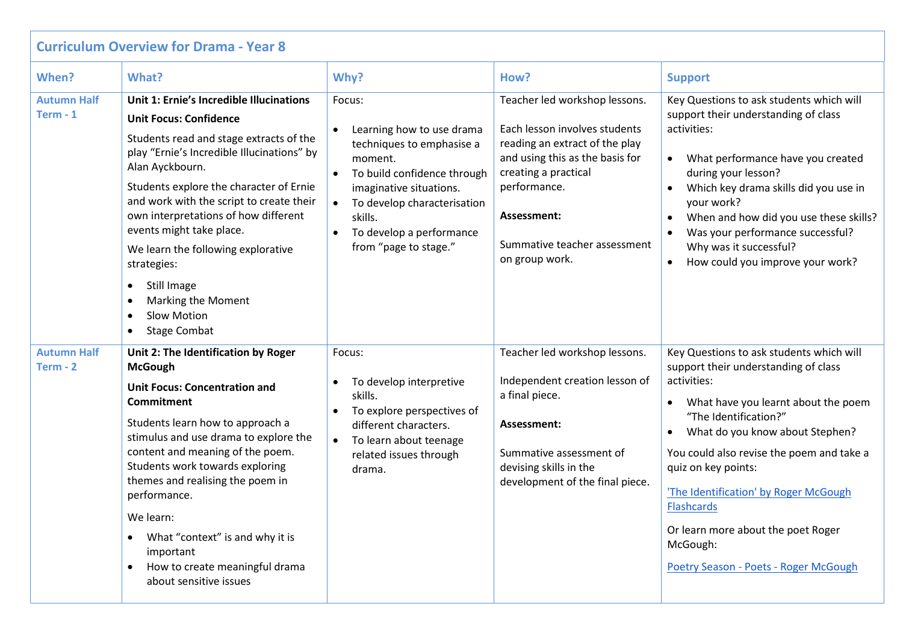# Curriculum Overview for Drama - Year 8

| When? | What? | Why? | How? | Support |
|---|---|---|---|---|
| Autumn Half Term - 1 | **Unit 1: Ernie's Incredible Illucinations**<br>**Unit Focus: Confidence**<br>Students read and stage extracts of the play "Ernie's Incredible Illucinations" by Alan Ayckbourn.<br>Students explore the character of Ernie and work with the script to create their own interpretations of how different events might take place.<br>We learn the following explorative strategies:<br>• Still Image<br>• Marking the Moment<br>• Slow Motion<br>• Stage Combat | Focus:<br>• Learning how to use drama techniques to emphasise a moment.<br>• To build confidence through imaginative situations.<br>• To develop characterisation skills.<br>• To develop a performance from "page to stage." | Teacher led workshop lessons.<br>Each lesson involves students reading an extract of the play and using this as the basis for creating a practical performance.<br>**Assessment:**<br>Summative teacher assessment on group work. | Key Questions to ask students which will support their understanding of class activities:<br>• What performance have you created during your lesson?<br>• Which key drama skills did you use in your work?<br>• When and how did you use these skills?<br>• Was your performance successful? Why was it successful?<br>• How could you improve your work? |
| Autumn Half Term - 2 | **Unit 2: The Identification by Roger McGough**<br>**Unit Focus: Concentration and Commitment**<br>Students learn how to approach a stimulus and use drama to explore the content and meaning of the poem. Students work towards exploring themes and realising the poem in performance.<br>We learn:<br>• What "context" is and why it is important<br>• How to create meaningful drama about sensitive issues | Focus:<br>• To develop interpretive skills.<br>• To explore perspectives of different characters.<br>• To learn about teenage related issues through drama. | Teacher led workshop lessons.<br>Independent creation lesson of a final piece.<br>**Assessment:**<br>Summative assessment of devising skills in the development of the final piece. | Key Questions to ask students which will support their understanding of class activities:<br>• What have you learnt about the poem "The Identification?"<br>• What do you know about Stephen?<br>You could also revise the poem and take a quiz on key points:<br>'The Identification' by Roger McGough Flashcards<br>Or learn more about the poet Roger McGough:<br>Poetry Season - Poets - Roger McGough |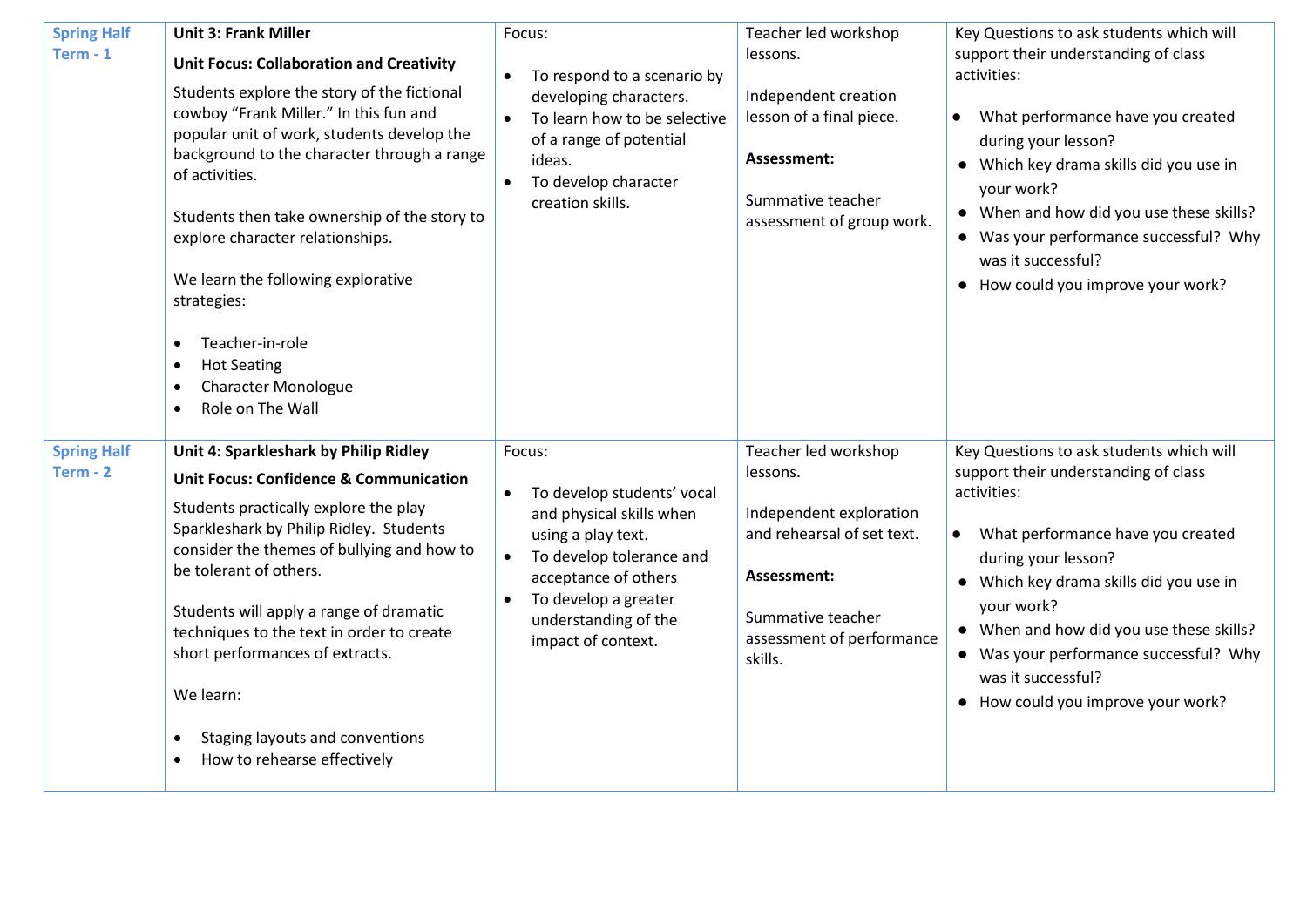| | | | | |
|---|---|---|---|---|
| **Spring Half Term - 1** | **Unit 3: Frank Miller**<br><br>**Unit Focus: Collaboration and Creativity**<br><br>Students explore the story of the fictional cowboy "Frank Miller." In this fun and popular unit of work, students develop the background to the character through a range of activities.<br><br>Students then take ownership of the story to explore character relationships.<br><br>We learn the following explorative strategies:<br><br>• Teacher-in-role<br>• Hot Seating<br>• Character Monologue<br>• Role on The Wall | Focus:<br><br>• To respond to a scenario by developing characters.<br>• To learn how to be selective of a range of potential ideas.<br>• To develop character creation skills. | Teacher led workshop lessons.<br><br>Independent creation lesson of a final piece.<br><br>**Assessment:**<br><br>Summative teacher assessment of group work. | Key Questions to ask students which will support their understanding of class activities:<br><br>• What performance have you created during your lesson?<br>• Which key drama skills did you use in your work?<br>• When and how did you use these skills?<br>• Was your performance successful? Why was it successful?<br>• How could you improve your work? |
| **Spring Half Term - 2** | **Unit 4: Sparkleshark by Philip Ridley**<br><br>**Unit Focus: Confidence & Communication**<br><br>Students practically explore the play Sparkleshark by Philip Ridley. Students consider the themes of bullying and how to be tolerant of others.<br><br>Students will apply a range of dramatic techniques to the text in order to create short performances of extracts.<br><br>We learn:<br><br>• Staging layouts and conventions<br>• How to rehearse effectively | Focus:<br><br>• To develop students' vocal and physical skills when using a play text.<br>• To develop tolerance and acceptance of others<br>• To develop a greater understanding of the impact of context. | Teacher led workshop lessons.<br><br>Independent exploration and rehearsal of set text.<br><br>**Assessment:**<br><br>Summative teacher assessment of performance skills. | Key Questions to ask students which will support their understanding of class activities:<br><br>• What performance have you created during your lesson?<br>• Which key drama skills did you use in your work?<br>• When and how did you use these skills?<br>• Was your performance successful? Why was it successful?<br>• How could you improve your work? |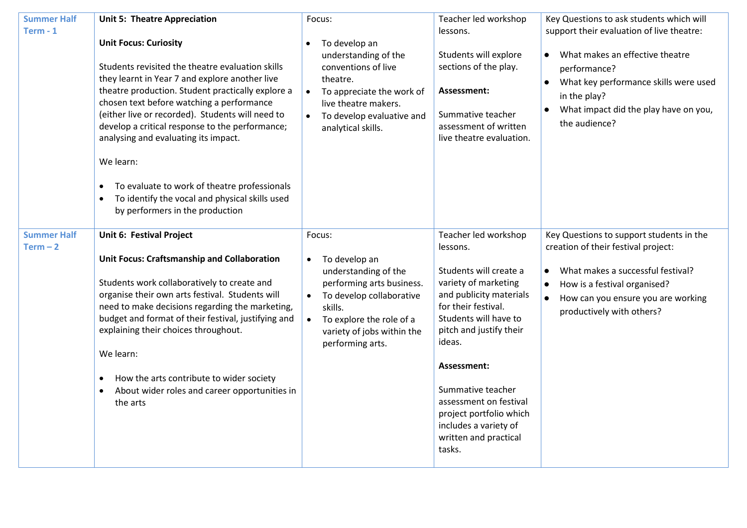| | | | | |
|---|---|---|---|---|
| **Summer Half Term - 1** | **Unit 5: Theatre Appreciation**<br><br>**Unit Focus: Curiosity**<br><br>Students revisited the theatre evaluation skills they learnt in Year 7 and explore another live theatre production. Student practically explore a chosen text before watching a performance (either live or recorded). Students will need to develop a critical response to the performance; analysing and evaluating its impact.<br><br>We learn:<br><br>• To evaluate to work of theatre professionals<br>• To identify the vocal and physical skills used by performers in the production | Focus:<br><br>• To develop an understanding of the conventions of live theatre.<br>• To appreciate the work of live theatre makers.<br>• To develop evaluative and analytical skills. | Teacher led workshop lessons.<br><br>Students will explore sections of the play.<br><br>**Assessment:**<br><br>Summative teacher assessment of written live theatre evaluation. | Key Questions to ask students which will support their evaluation of live theatre:<br><br>• What makes an effective theatre performance?<br>• What key performance skills were used in the play?<br>• What impact did the play have on you, the audience? |
| **Summer Half Term – 2** | **Unit 6: Festival Project**<br><br>**Unit Focus: Craftsmanship and Collaboration**<br><br>Students work collaboratively to create and organise their own arts festival. Students will need to make decisions regarding the marketing, budget and format of their festival, justifying and explaining their choices throughout.<br><br>We learn:<br><br>• How the arts contribute to wider society<br>• About wider roles and career opportunities in the arts | Focus:<br><br>• To develop an understanding of the performing arts business.<br>• To develop collaborative skills.<br>• To explore the role of a variety of jobs within the performing arts. | Teacher led workshop lessons.<br><br>Students will create a variety of marketing and publicity materials for their festival. Students will have to pitch and justify their ideas.<br><br>**Assessment:**<br><br>Summative teacher assessment on festival project portfolio which includes a variety of written and practical tasks. | Key Questions to support students in the creation of their festival project:<br><br>• What makes a successful festival?<br>• How is a festival organised?<br>• How can you ensure you are working productively with others? |